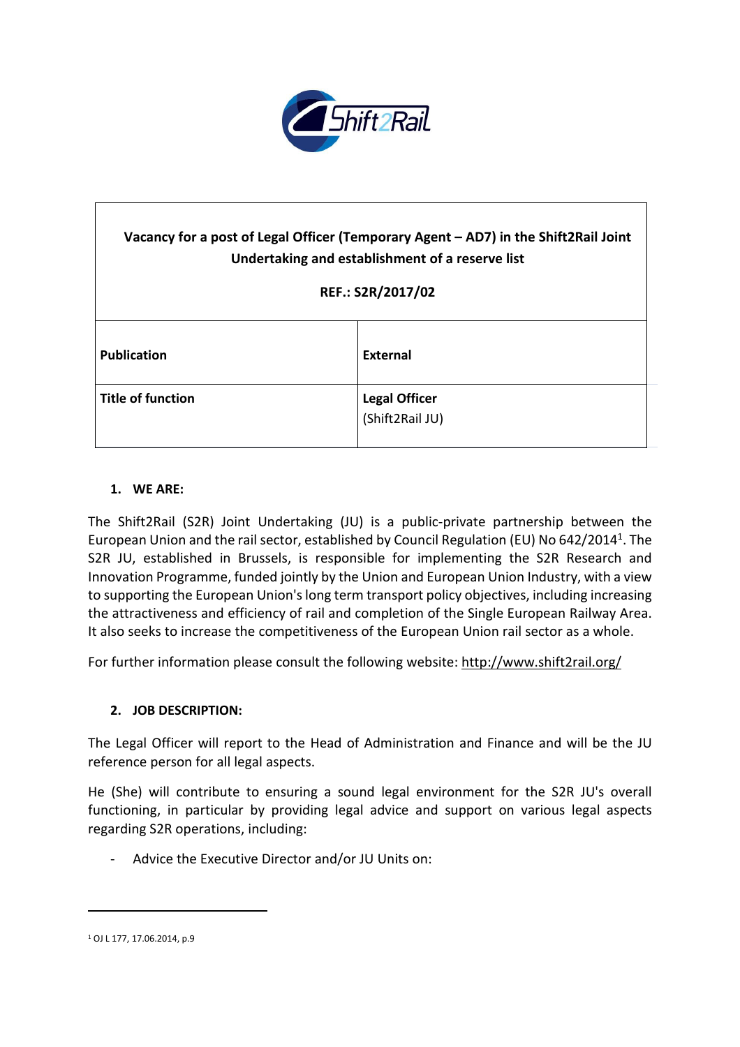| Vacancy for a post of Legal Officer (Temporary Agent – AD7) in the Shift2Rail Joint Undertaking and establishment of a reserve list<br><br>REF.: S2R/2017/02 | |
|---|---|
| **Publication** | **External** |
| **Title of function** | **Legal Officer**<br>(Shift2Rail JU) |

## 1. WE ARE:

The Shift2Rail (S2R) Joint Undertaking (JU) is a public-private partnership between the European Union and the rail sector, established by Council Regulation (EU) No 642/2014[1]. The S2R JU, established in Brussels, is responsible for implementing the S2R Research and Innovation Programme, funded jointly by the Union and European Union Industry, with a view to supporting the European Union's long term transport policy objectives, including increasing the attractiveness and efficiency of rail and completion of the Single European Railway Area. It also seeks to increase the competitiveness of the European Union rail sector as a whole.

For further information please consult the following website: http://www.shift2rail.org/

## 2. JOB DESCRIPTION:

The Legal Officer will report to the Head of Administration and Finance and will be the JU reference person for all legal aspects.

He (She) will contribute to ensuring a sound legal environment for the S2R JU's overall functioning, in particular by providing legal advice and support on various legal aspects regarding S2R operations, including:

- Advice the Executive Director and/or JU Units on:

---

[1] OJ L 177, 17.06.2014, p.9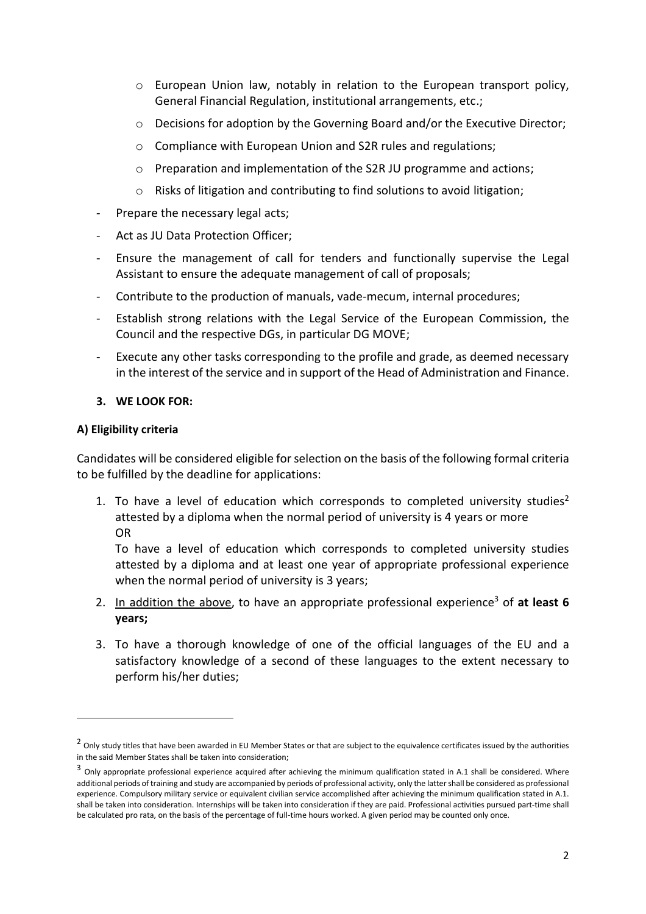- European Union law, notably in relation to the European transport policy, General Financial Regulation, institutional arrangements, etc.;
  - Decisions for adoption by the Governing Board and/or the Executive Director;
  - Compliance with European Union and S2R rules and regulations;
  - Preparation and implementation of the S2R JU programme and actions;
  - Risks of litigation and contributing to find solutions to avoid litigation;
- Prepare the necessary legal acts;
- Act as JU Data Protection Officer;
- Ensure the management of call for tenders and functionally supervise the Legal Assistant to ensure the adequate management of call of proposals;
- Contribute to the production of manuals, vade-mecum, internal procedures;
- Establish strong relations with the Legal Service of the European Commission, the Council and the respective DGs, in particular DG MOVE;
- Execute any other tasks corresponding to the profile and grade, as deemed necessary in the interest of the service and in support of the Head of Administration and Finance.

## 3. WE LOOK FOR:

### A) Eligibility criteria

Candidates will be considered eligible for selection on the basis of the following formal criteria to be fulfilled by the deadline for applications:

1. To have a level of education which corresponds to completed university studies[2] attested by a diploma when the normal period of university is 4 years or more
   OR
   To have a level of education which corresponds to completed university studies attested by a diploma and at least one year of appropriate professional experience when the normal period of university is 3 years;
2. In addition the above, to have an appropriate professional experience[3] of **at least 6 years;**
3. To have a thorough knowledge of one of the official languages of the EU and a satisfactory knowledge of a second of these languages to the extent necessary to perform his/her duties;

---

[2] Only study titles that have been awarded in EU Member States or that are subject to the equivalence certificates issued by the authorities in the said Member States shall be taken into consideration;

[3] Only appropriate professional experience acquired after achieving the minimum qualification stated in A.1 shall be considered. Where additional periods of training and study are accompanied by periods of professional activity, only the latter shall be considered as professional experience. Compulsory military service or equivalent civilian service accomplished after achieving the minimum qualification stated in A.1. shall be taken into consideration. Internships will be taken into consideration if they are paid. Professional activities pursued part-time shall be calculated pro rata, on the basis of the percentage of full-time hours worked. A given period may be counted only once.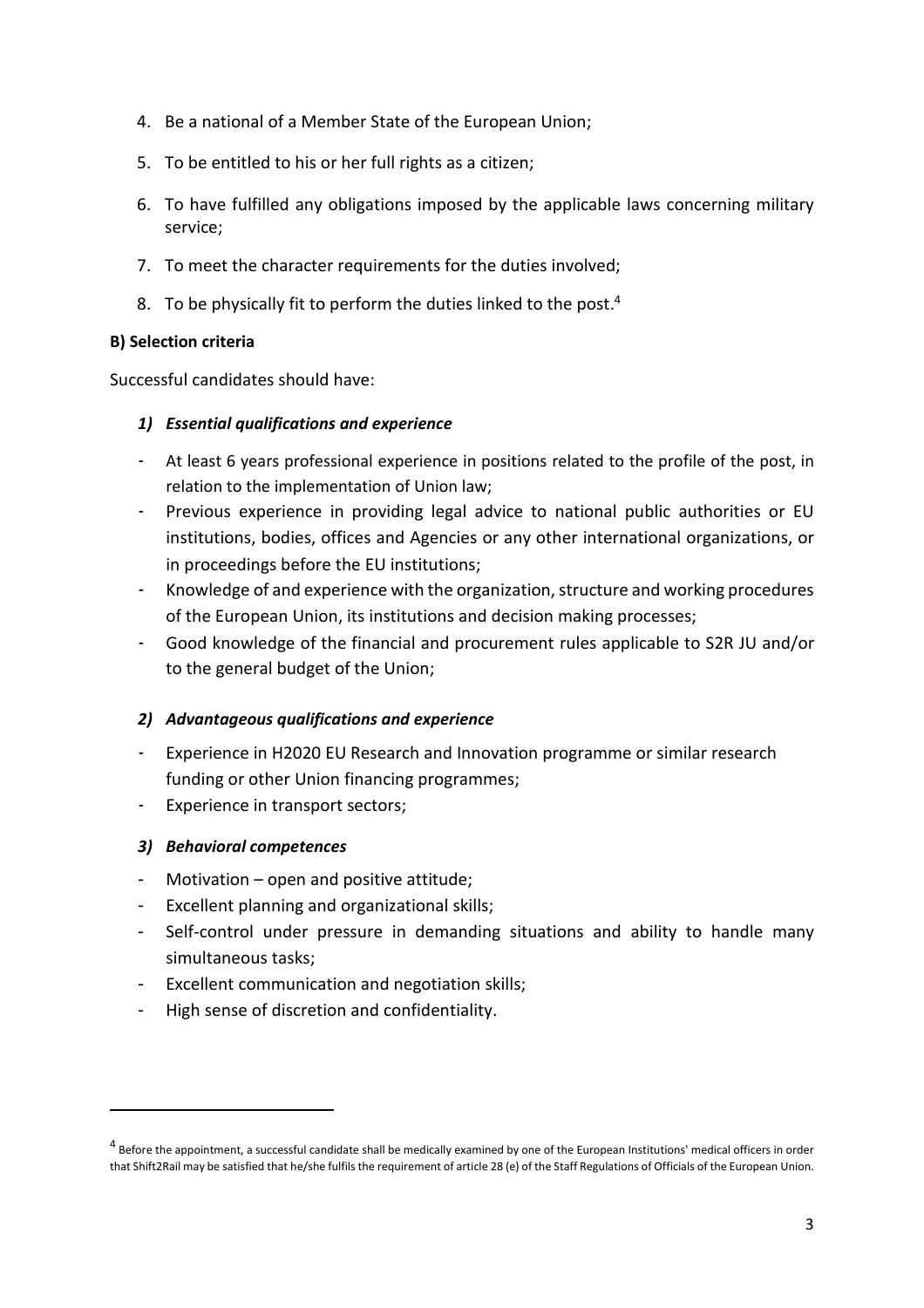4. Be a national of a Member State of the European Union;
5. To be entitled to his or her full rights as a citizen;
6. To have fulfilled any obligations imposed by the applicable laws concerning military service;
7. To meet the character requirements for the duties involved;
8. To be physically fit to perform the duties linked to the post.[4]

**B) Selection criteria**

Successful candidates should have:

***1) Essential qualifications and experience***

- At least 6 years professional experience in positions related to the profile of the post, in relation to the implementation of Union law;
- Previous experience in providing legal advice to national public authorities or EU institutions, bodies, offices and Agencies or any other international organizations, or in proceedings before the EU institutions;
- Knowledge of and experience with the organization, structure and working procedures of the European Union, its institutions and decision making processes;
- Good knowledge of the financial and procurement rules applicable to S2R JU and/or to the general budget of the Union;

***2) Advantageous qualifications and experience***

- Experience in H2020 EU Research and Innovation programme or similar research funding or other Union financing programmes;
- Experience in transport sectors;

***3) Behavioral competences***

- Motivation – open and positive attitude;
- Excellent planning and organizational skills;
- Self-control under pressure in demanding situations and ability to handle many simultaneous tasks;
- Excellent communication and negotiation skills;
- High sense of discretion and confidentiality.

[4] Before the appointment, a successful candidate shall be medically examined by one of the European Institutions' medical officers in order that Shift2Rail may be satisfied that he/she fulfils the requirement of article 28 (e) of the Staff Regulations of Officials of the European Union.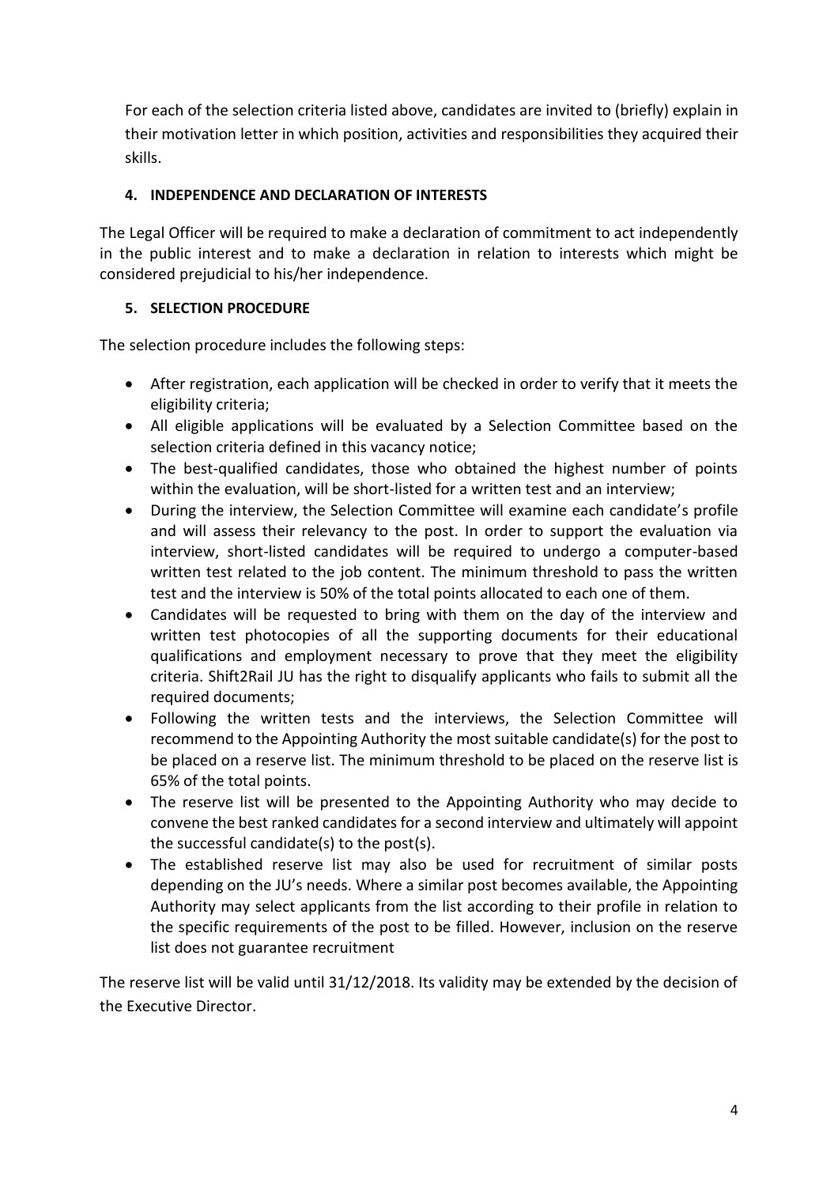For each of the selection criteria listed above, candidates are invited to (briefly) explain in their motivation letter in which position, activities and responsibilities they acquired their skills.

## 4. INDEPENDENCE AND DECLARATION OF INTERESTS

The Legal Officer will be required to make a declaration of commitment to act independently in the public interest and to make a declaration in relation to interests which might be considered prejudicial to his/her independence.

## 5. SELECTION PROCEDURE

The selection procedure includes the following steps:

- After registration, each application will be checked in order to verify that it meets the eligibility criteria;
- All eligible applications will be evaluated by a Selection Committee based on the selection criteria defined in this vacancy notice;
- The best-qualified candidates, those who obtained the highest number of points within the evaluation, will be short-listed for a written test and an interview;
- During the interview, the Selection Committee will examine each candidate's profile and will assess their relevancy to the post. In order to support the evaluation via interview, short-listed candidates will be required to undergo a computer-based written test related to the job content. The minimum threshold to pass the written test and the interview is 50% of the total points allocated to each one of them.
- Candidates will be requested to bring with them on the day of the interview and written test photocopies of all the supporting documents for their educational qualifications and employment necessary to prove that they meet the eligibility criteria. Shift2Rail JU has the right to disqualify applicants who fails to submit all the required documents;
- Following the written tests and the interviews, the Selection Committee will recommend to the Appointing Authority the most suitable candidate(s) for the post to be placed on a reserve list. The minimum threshold to be placed on the reserve list is 65% of the total points.
- The reserve list will be presented to the Appointing Authority who may decide to convene the best ranked candidates for a second interview and ultimately will appoint the successful candidate(s) to the post(s).
- The established reserve list may also be used for recruitment of similar posts depending on the JU's needs. Where a similar post becomes available, the Appointing Authority may select applicants from the list according to their profile in relation to the specific requirements of the post to be filled. However, inclusion on the reserve list does not guarantee recruitment

The reserve list will be valid until 31/12/2018. Its validity may be extended by the decision of the Executive Director.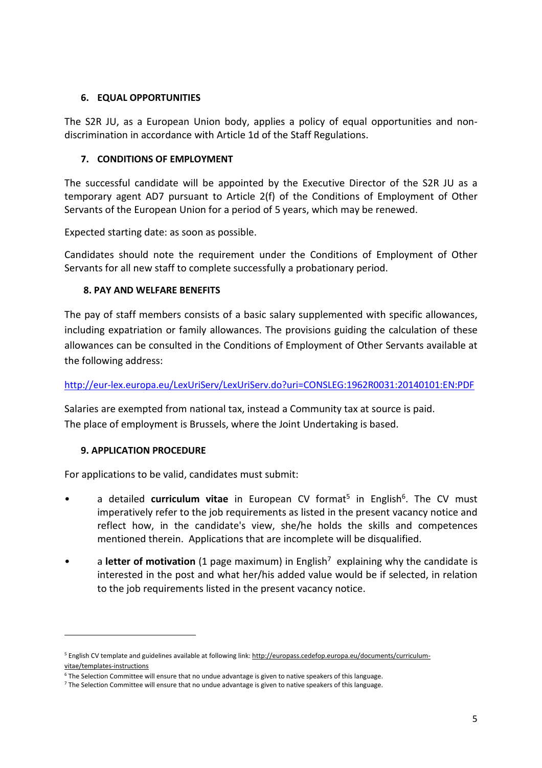## 6. EQUAL OPPORTUNITIES

The S2R JU, as a European Union body, applies a policy of equal opportunities and non-discrimination in accordance with Article 1d of the Staff Regulations.

## 7. CONDITIONS OF EMPLOYMENT

The successful candidate will be appointed by the Executive Director of the S2R JU as a temporary agent AD7 pursuant to Article 2(f) of the Conditions of Employment of Other Servants of the European Union for a period of 5 years, which may be renewed.

Expected starting date: as soon as possible.

Candidates should note the requirement under the Conditions of Employment of Other Servants for all new staff to complete successfully a probationary period.

## 8. PAY AND WELFARE BENEFITS

The pay of staff members consists of a basic salary supplemented with specific allowances, including expatriation or family allowances. The provisions guiding the calculation of these allowances can be consulted in the Conditions of Employment of Other Servants available at the following address:

http://eur-lex.europa.eu/LexUriServ/LexUriServ.do?uri=CONSLEG:1962R0031:20140101:EN:PDF

Salaries are exempted from national tax, instead a Community tax at source is paid.
The place of employment is Brussels, where the Joint Undertaking is based.

## 9. APPLICATION PROCEDURE

For applications to be valid, candidates must submit:

- a detailed **curriculum vitae** in European CV format[5] in English[6]. The CV must imperatively refer to the job requirements as listed in the present vacancy notice and reflect how, in the candidate's view, she/he holds the skills and competences mentioned therein. Applications that are incomplete will be disqualified.
- a **letter of motivation** (1 page maximum) in English[7] explaining why the candidate is interested in the post and what her/his added value would be if selected, in relation to the job requirements listed in the present vacancy notice.

---

[5] English CV template and guidelines available at following link: http://europass.cedefop.europa.eu/documents/curriculum-vitae/templates-instructions

[6] The Selection Committee will ensure that no undue advantage is given to native speakers of this language.

[7] The Selection Committee will ensure that no undue advantage is given to native speakers of this language.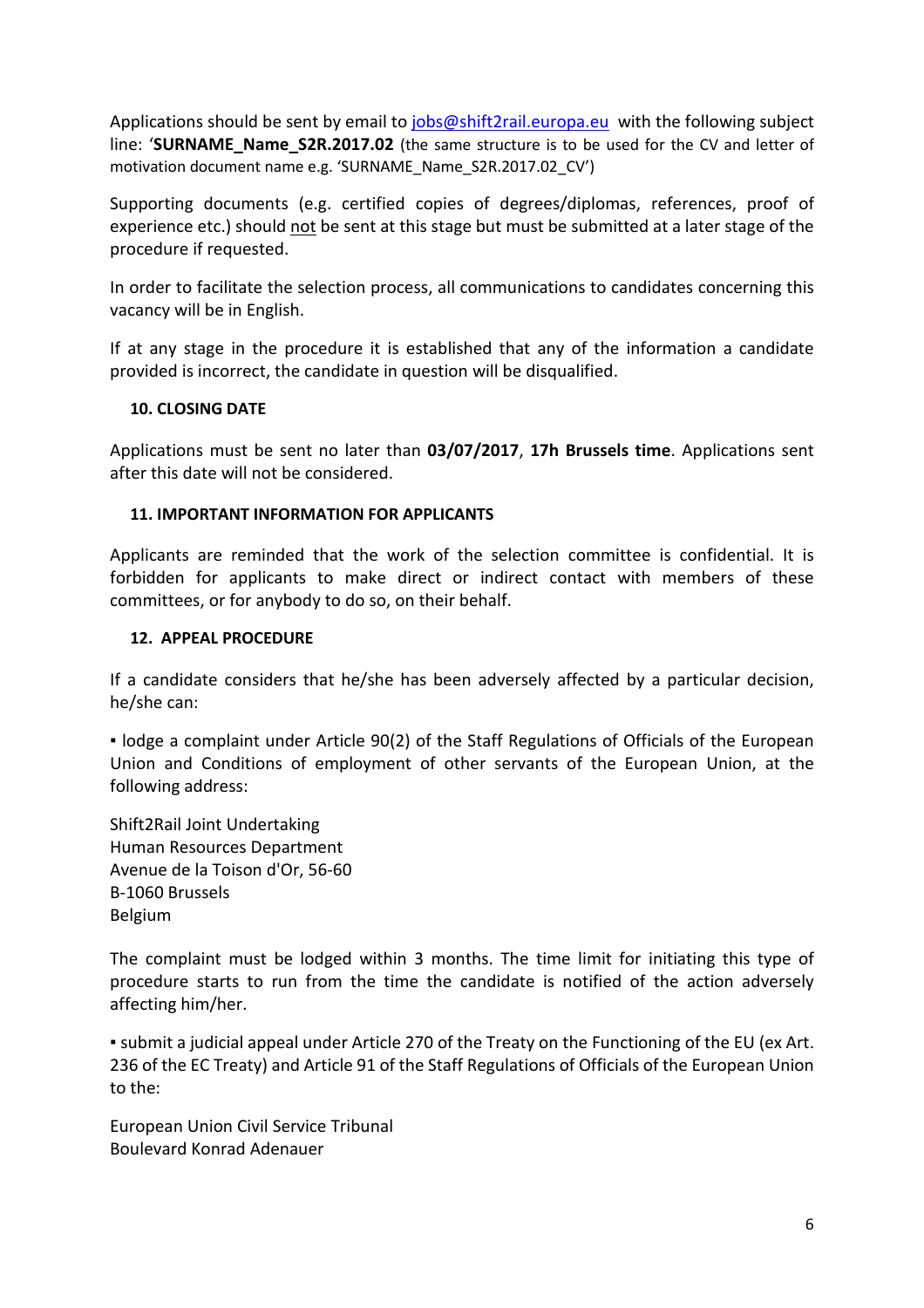Applications should be sent by email to jobs@shift2rail.europa.eu with the following subject line: '**SURNAME_Name_S2R.2017.02** (the same structure is to be used for the CV and letter of motivation document name e.g. 'SURNAME_Name_S2R.2017.02_CV')

Supporting documents (e.g. certified copies of degrees/diplomas, references, proof of experience etc.) should not be sent at this stage but must be submitted at a later stage of the procedure if requested.

In order to facilitate the selection process, all communications to candidates concerning this vacancy will be in English.

If at any stage in the procedure it is established that any of the information a candidate provided is incorrect, the candidate in question will be disqualified.

## 10. CLOSING DATE

Applications must be sent no later than **03/07/2017**, **17h Brussels time**. Applications sent after this date will not be considered.

## 11. IMPORTANT INFORMATION FOR APPLICANTS

Applicants are reminded that the work of the selection committee is confidential. It is forbidden for applicants to make direct or indirect contact with members of these committees, or for anybody to do so, on their behalf.

## 12. APPEAL PROCEDURE

If a candidate considers that he/she has been adversely affected by a particular decision, he/she can:

▪ lodge a complaint under Article 90(2) of the Staff Regulations of Officials of the European Union and Conditions of employment of other servants of the European Union, at the following address:

Shift2Rail Joint Undertaking
Human Resources Department
Avenue de la Toison d'Or, 56-60
B-1060 Brussels
Belgium

The complaint must be lodged within 3 months. The time limit for initiating this type of procedure starts to run from the time the candidate is notified of the action adversely affecting him/her.

▪ submit a judicial appeal under Article 270 of the Treaty on the Functioning of the EU (ex Art. 236 of the EC Treaty) and Article 91 of the Staff Regulations of Officials of the European Union to the:

European Union Civil Service Tribunal
Boulevard Konrad Adenauer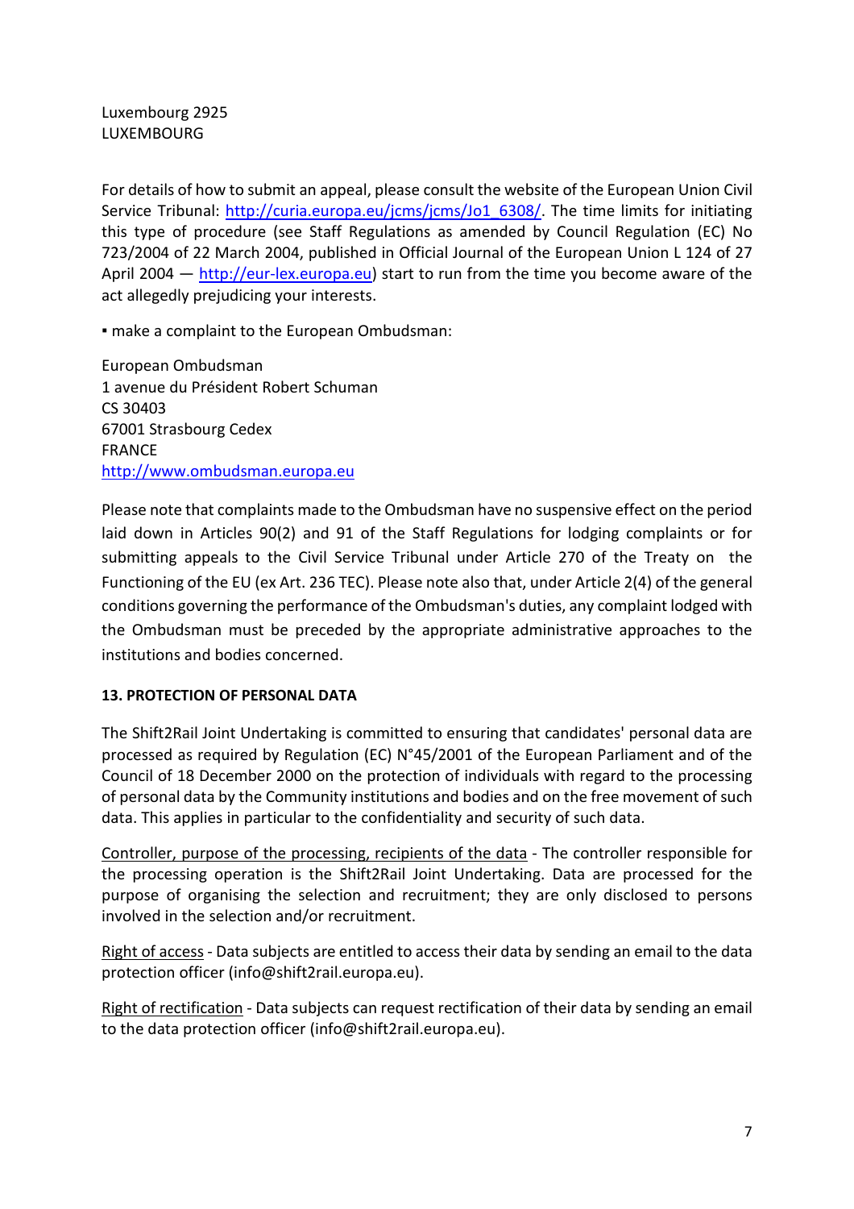Luxembourg 2925
LUXEMBOURG

For details of how to submit an appeal, please consult the website of the European Union Civil Service Tribunal: http://curia.europa.eu/jcms/jcms/Jo1_6308/. The time limits for initiating this type of procedure (see Staff Regulations as amended by Council Regulation (EC) No 723/2004 of 22 March 2004, published in Official Journal of the European Union L 124 of 27 April 2004 — http://eur-lex.europa.eu) start to run from the time you become aware of the act allegedly prejudicing your interests.

▪ make a complaint to the European Ombudsman:

European Ombudsman
1 avenue du Président Robert Schuman
CS 30403
67001 Strasbourg Cedex
FRANCE
http://www.ombudsman.europa.eu

Please note that complaints made to the Ombudsman have no suspensive effect on the period laid down in Articles 90(2) and 91 of the Staff Regulations for lodging complaints or for submitting appeals to the Civil Service Tribunal under Article 270 of the Treaty on the Functioning of the EU (ex Art. 236 TEC). Please note also that, under Article 2(4) of the general conditions governing the performance of the Ombudsman's duties, any complaint lodged with the Ombudsman must be preceded by the appropriate administrative approaches to the institutions and bodies concerned.

## 13. PROTECTION OF PERSONAL DATA

The Shift2Rail Joint Undertaking is committed to ensuring that candidates' personal data are processed as required by Regulation (EC) N°45/2001 of the European Parliament and of the Council of 18 December 2000 on the protection of individuals with regard to the processing of personal data by the Community institutions and bodies and on the free movement of such data. This applies in particular to the confidentiality and security of such data.

Controller, purpose of the processing, recipients of the data - The controller responsible for the processing operation is the Shift2Rail Joint Undertaking. Data are processed for the purpose of organising the selection and recruitment; they are only disclosed to persons involved in the selection and/or recruitment.

Right of access - Data subjects are entitled to access their data by sending an email to the data protection officer (info@shift2rail.europa.eu).

Right of rectification - Data subjects can request rectification of their data by sending an email to the data protection officer (info@shift2rail.europa.eu).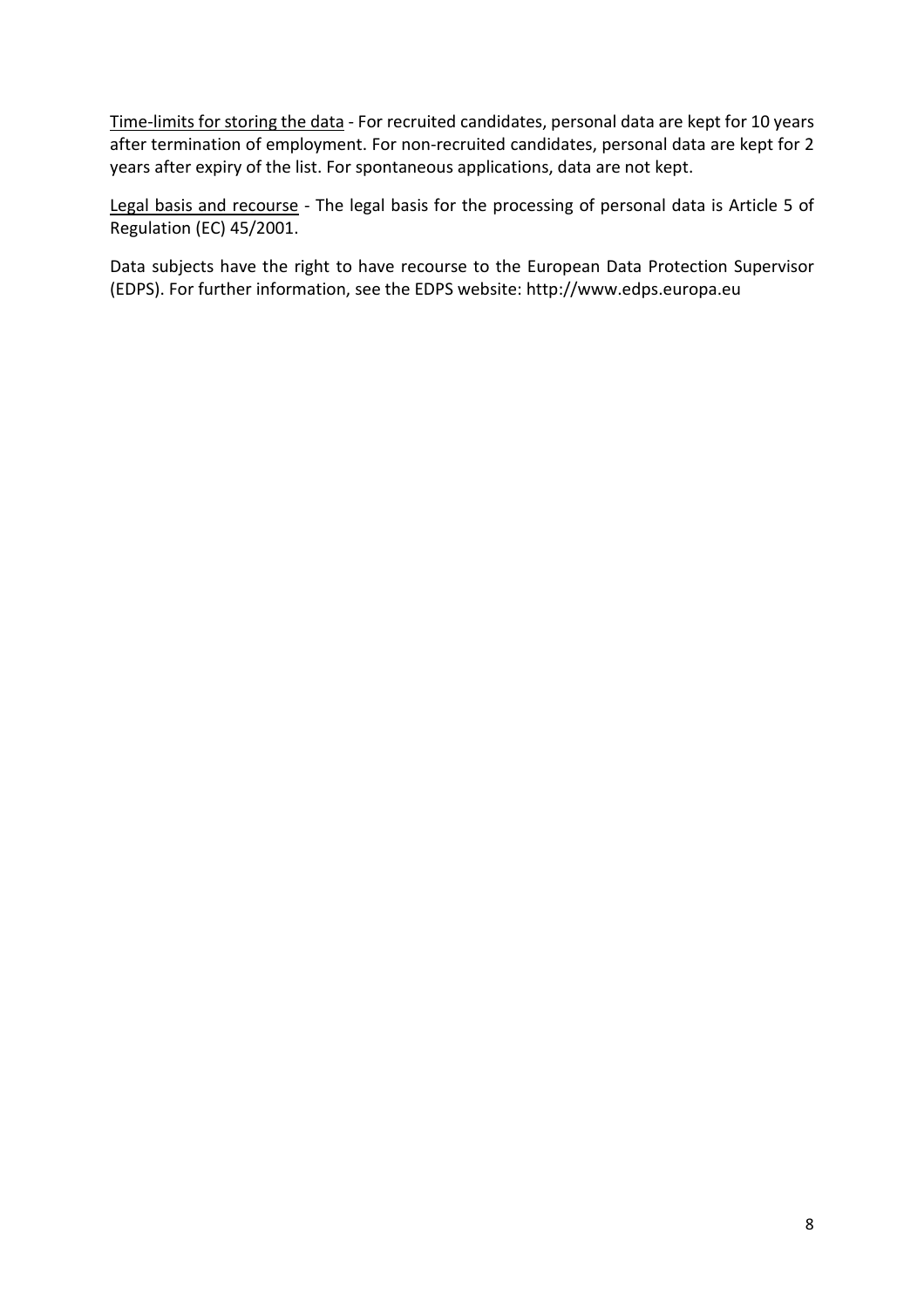<u>Time-limits for storing the data</u> - For recruited candidates, personal data are kept for 10 years after termination of employment. For non-recruited candidates, personal data are kept for 2 years after expiry of the list. For spontaneous applications, data are not kept.

<u>Legal basis and recourse</u> - The legal basis for the processing of personal data is Article 5 of Regulation (EC) 45/2001.

Data subjects have the right to have recourse to the European Data Protection Supervisor (EDPS). For further information, see the EDPS website: http://www.edps.europa.eu